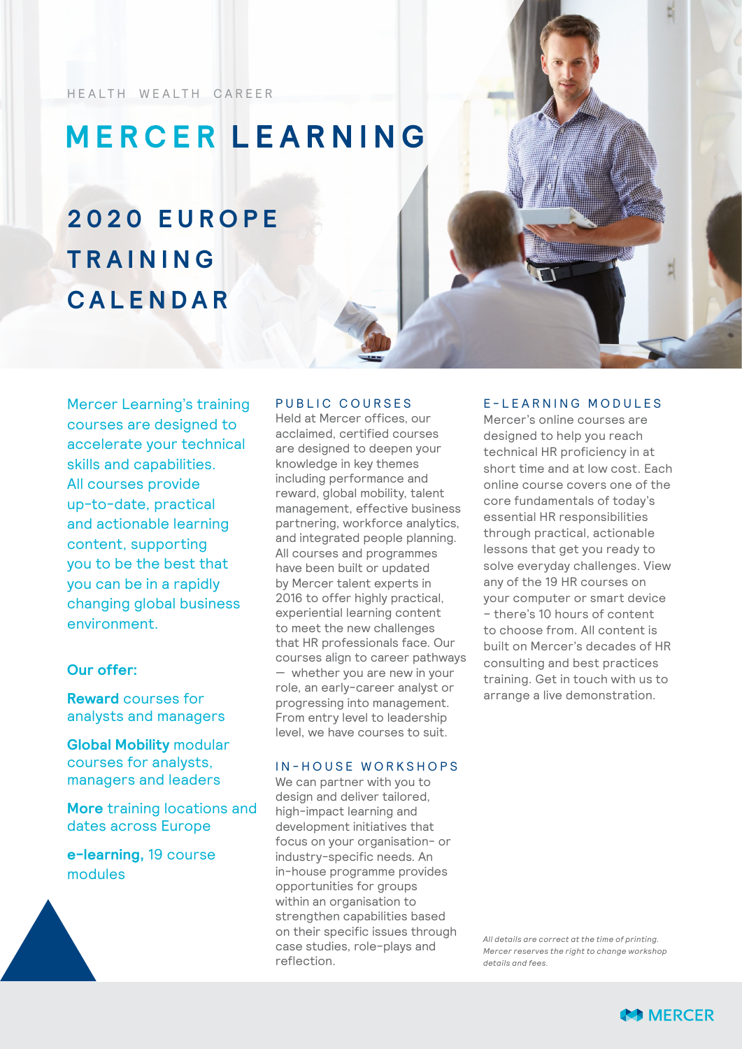HEALTH WEALTH CAREER

# MERCER LEARNING

## 2020 EUROPE TRAINING CALENDAR

Mercer Learning's training courses are designed to accelerate your technical skills and capabilities. All courses provide up-to-date, practical and actionable learning content, supporting you to be the best that you can be in a rapidly changing global business environment.

**Our offer:**

**Reward** courses for analysts and managers

**Global Mobility** modular courses for analysts, managers and leaders

**More** training locations and dates across Europe

**e-learning,** 19 course modules

### PUBLIC COURSES

Held at Mercer offices, our acclaimed, certified courses are designed to deepen your knowledge in key themes including performance and reward, global mobility, talent management, effective business partnering, workforce analytics, and integrated people planning. All courses and programmes have been built or updated by Mercer talent experts in 2016 to offer highly practical, experiential learning content to meet the new challenges that HR professionals face. Our courses align to career pathways — whether you are new in your role, an early-career analyst or progressing into management. From entry level to leadership level, we have courses to suit.

### IN-HOUSE WORKSHOPS

We can partner with you to design and deliver tailored, high-impact learning and development initiatives that focus on your organisation- or industry-specific needs. An in-house programme provides opportunities for groups within an organisation to strengthen capabilities based on their specific issues through case studies, role-plays and reflection.

### E-LEARNING MODULES

Mercer's online courses are designed to help you reach technical HR proficiency in at short time and at low cost. Each online course covers one of the core fundamentals of today's essential HR responsibilities through practical, actionable lessons that get you ready to solve everyday challenges. View any of the 19 HR courses on your computer or smart device – there's 10 hours of content to choose from. All content is built on Mercer's decades of HR consulting and best practices training. Get in touch with us to arrange a live demonstration.

*All details are correct at the time of printing. Mercer reserves the right to change workshop details and fees.*

MERCER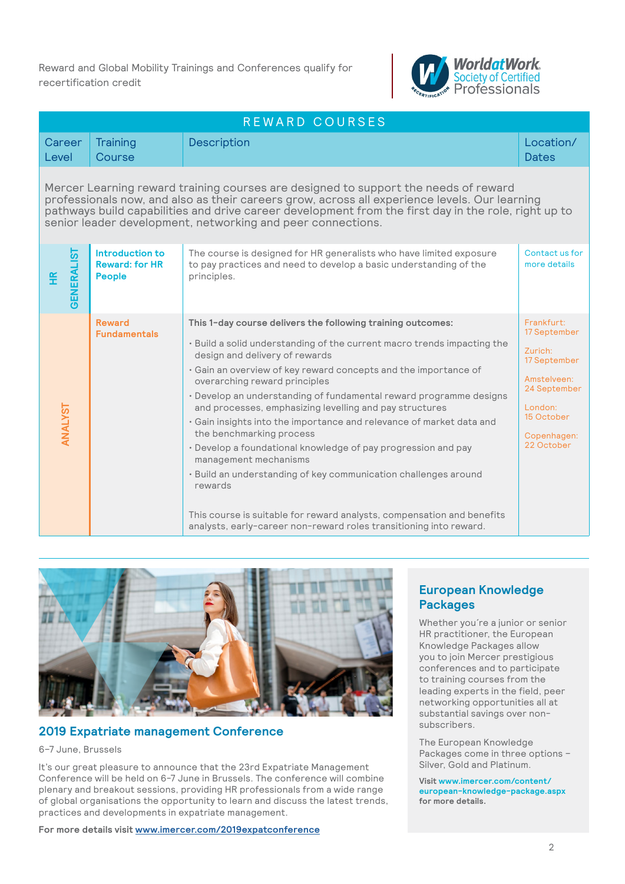Reward and Global Mobility Trainings and Conferences qualify for recertification credit

WorldatWork Society of Certified Professionals

## REWARD COURSES

| Career Level | Training Course | Description | Location/ Dates |
|---|---|---|---|
| Mercer Learning reward training courses are designed to support the needs of reward professionals now, and also as their careers grow, across all experience levels. Our learning pathways build capabilities and drive career development from the first day in the role, right up to senior leader development, networking and peer connections. | | | |
| HR GENERALIST | **Introduction to Reward: for HR People** | The course is designed for HR generalists who have limited exposure to pay practices and need to develop a basic understanding of the principles. | Contact us for more details |
| ANALYST | **Reward Fundamentals** | **This 1-day course delivers the following training outcomes:**<br>• Build a solid understanding of the current macro trends impacting the design and delivery of rewards<br>• Gain an overview of key reward concepts and the importance of overarching reward principles<br>• Develop an understanding of fundamental reward programme designs and processes, emphasizing levelling and pay structures<br>• Gain insights into the importance and relevance of market data and the benchmarking process<br>• Develop a foundational knowledge of pay progression and pay management mechanisms<br>• Build an understanding of key communication challenges around rewards<br><br>This course is suitable for reward analysts, compensation and benefits analysts, early-career non-reward roles transitioning into reward. | Frankfurt: 17 September<br><br>Zurich: 17 September<br><br>Amstelveen: 24 September<br><br>London: 15 October<br><br>Copenhagen: 22 October |

## 2019 Expatriate management Conference

6–7 June, Brussels

It's our great pleasure to announce that the 23rd Expatriate Management Conference will be held on 6-7 June in Brussels. The conference will combine plenary and breakout sessions, providing HR professionals from a wide range of global organisations the opportunity to learn and discuss the latest trends, practices and developments in expatriate management.

**For more details visit** www.imercer.com/2019expatconference

## European Knowledge Packages

Whether you´re a junior or senior HR practitioner, the European Knowledge Packages allow you to join Mercer prestigious conferences and to participate to training courses from the leading experts in the field, peer networking opportunities all at substantial savings over non-subscribers.

The European Knowledge Packages come in three options – Silver, Gold and Platinum.

**Visit www.imercer.com/content/european-knowledge-package.aspx for more details.**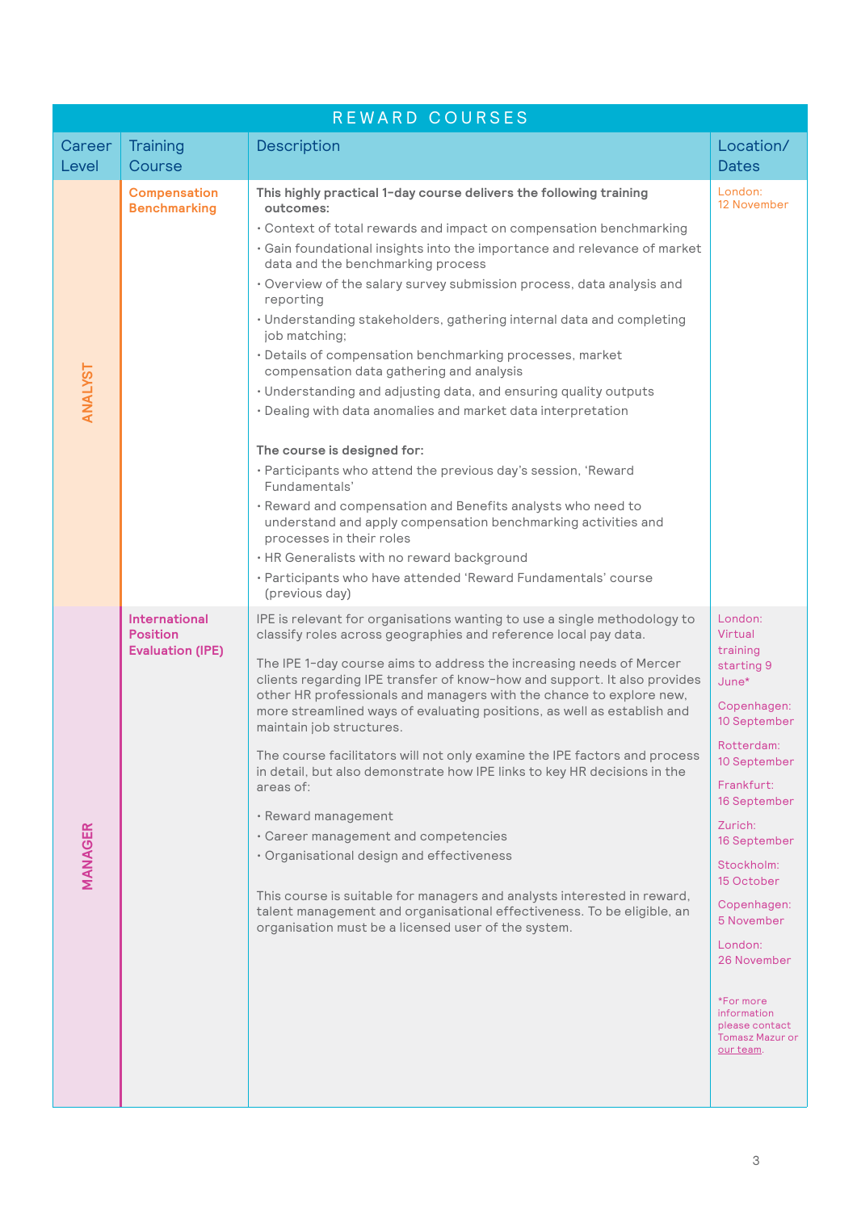# REWARD COURSES

| Career Level | Training Course | Description | Location/ Dates |
|---|---|---|---|
| ANALYST | **Compensation Benchmarking** | **This highly practical 1-day course delivers the following training outcomes:**<br>• Context of total rewards and impact on compensation benchmarking<br>• Gain foundational insights into the importance and relevance of market data and the benchmarking process<br>• Overview of the salary survey submission process, data analysis and reporting<br>• Understanding stakeholders, gathering internal data and completing job matching;<br>• Details of compensation benchmarking processes, market compensation data gathering and analysis<br>• Understanding and adjusting data, and ensuring quality outputs<br>• Dealing with data anomalies and market data interpretation<br><br>**The course is designed for:**<br>• Participants who attend the previous day's session, 'Reward Fundamentals'<br>• Reward and compensation and Benefits analysts who need to understand and apply compensation benchmarking activities and processes in their roles<br>• HR Generalists with no reward background<br>• Participants who have attended 'Reward Fundamentals' course (previous day) | London:<br>12 November |
| MANAGER | **International Position Evaluation (IPE)** | IPE is relevant for organisations wanting to use a single methodology to classify roles across geographies and reference local pay data.<br><br>The IPE 1-day course aims to address the increasing needs of Mercer clients regarding IPE transfer of know-how and support. It also provides other HR professionals and managers with the chance to explore new, more streamlined ways of evaluating positions, as well as establish and maintain job structures.<br><br>The course facilitators will not only examine the IPE factors and process in detail, but also demonstrate how IPE links to key HR decisions in the areas of:<br>• Reward management<br>• Career management and competencies<br>• Organisational design and effectiveness<br><br>This course is suitable for managers and analysts interested in reward, talent management and organisational effectiveness. To be eligible, an organisation must be a licensed user of the system. | London: Virtual training starting 9 June*<br><br>Copenhagen: 10 September<br><br>Rotterdam: 10 September<br><br>Frankfurt: 16 September<br><br>Zurich: 16 September<br><br>Stockholm: 15 October<br><br>Copenhagen: 5 November<br><br>London: 26 November<br><br>*For more information please contact Tomasz Mazur or our team. |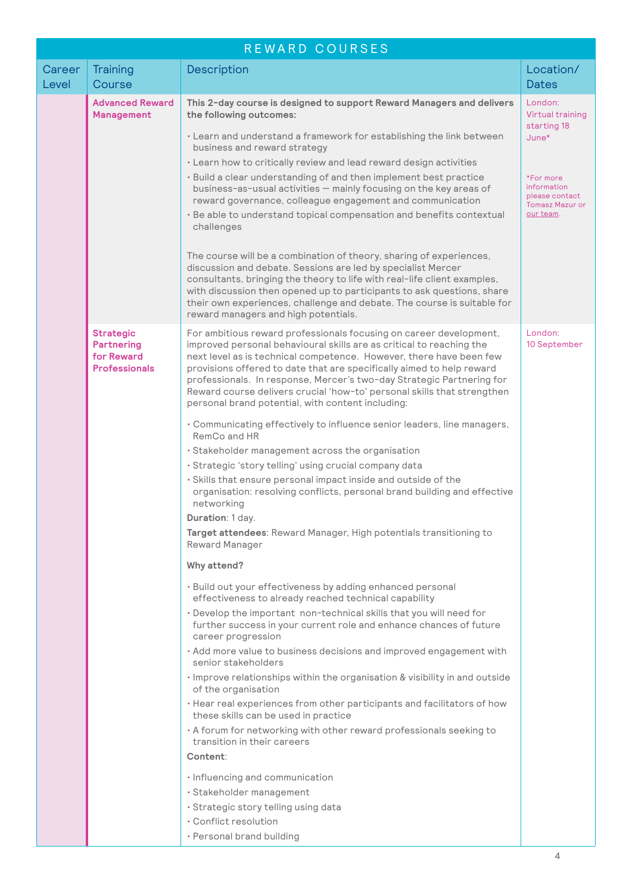## REWARD COURSES

| Career Level | Training Course | Description | Location/ Dates |
|---|---|---|---|
| | **Advanced Reward Management** | **This 2-day course is designed to support Reward Managers and delivers the following outcomes:**<br><br>• Learn and understand a framework for establishing the link between business and reward strategy<br>• Learn how to critically review and lead reward design activities<br>• Build a clear understanding of and then implement best practice business-as-usual activities — mainly focusing on the key areas of reward governance, colleague engagement and communication<br>• Be able to understand topical compensation and benefits contextual challenges<br><br>The course will be a combination of theory, sharing of experiences, discussion and debate. Sessions are led by specialist Mercer consultants, bringing the theory to life with real-life client examples, with discussion then opened up to participants to ask questions, share their own experiences, challenge and debate. The course is suitable for reward managers and high potentials. | London: Virtual training starting 18 June*<br><br>*For more information please contact Tomasz Mazur or our team. |
| | **Strategic Partnering for Reward Professionals** | For ambitious reward professionals focusing on career development, improved personal behavioural skills are as critical to reaching the next level as is technical competence. However, there have been few provisions offered to date that are specifically aimed to help reward professionals. In response, Mercer's two-day Strategic Partnering for Reward course delivers crucial 'how-to' personal skills that strengthen personal brand potential, with content including:<br><br>• Communicating effectively to influence senior leaders, line managers, RemCo and HR<br>• Stakeholder management across the organisation<br>• Strategic 'story telling' using crucial company data<br>• Skills that ensure personal impact inside and outside of the organisation: resolving conflicts, personal brand building and effective networking<br><br>**Duration**: 1 day.<br><br>**Target attendees**: Reward Manager, High potentials transitioning to Reward Manager<br><br>**Why attend?**<br><br>• Build out your effectiveness by adding enhanced personal effectiveness to already reached technical capability<br>• Develop the important non-technical skills that you will need for further success in your current role and enhance chances of future career progression<br>• Add more value to business decisions and improved engagement with senior stakeholders<br>• Improve relationships within the organisation & visibility in and outside of the organisation<br>• Hear real experiences from other participants and facilitators of how these skills can be used in practice<br>• A forum for networking with other reward professionals seeking to transition in their careers<br><br>**Content**:<br><br>• Influencing and communication<br>• Stakeholder management<br>• Strategic story telling using data<br>• Conflict resolution<br>• Personal brand building | London: 10 September |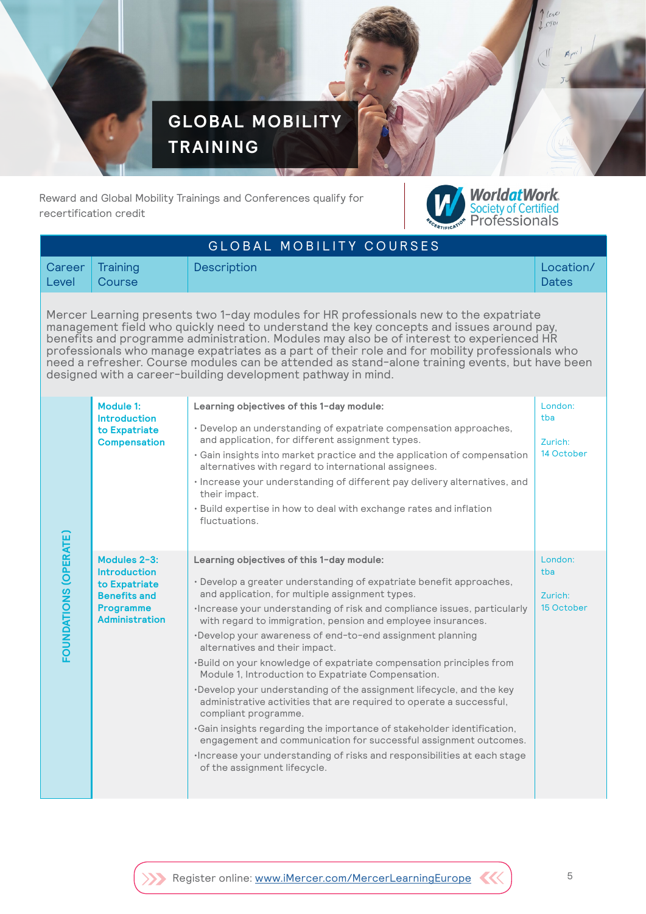# GLOBAL MOBILITY TRAINING

Reward and Global Mobility Trainings and Conferences qualify for recertification credit

WorldatWork Society of Certified Professionals

## GLOBAL MOBILITY COURSES

| Career Level | Training Course | Description | Location/ Dates |
|---|---|---|---|
| | | Mercer Learning presents two 1-day modules for HR professionals new to the expatriate management field who quickly need to understand the key concepts and issues around pay, benefits and programme administration. Modules may also be of interest to experienced HR professionals who manage expatriates as a part of their role and for mobility professionals who need a refresher. Course modules can be attended as stand-alone training events, but have been designed with a career-building development pathway in mind. | |
| FOUNDATIONS (OPERATE) | **Module 1: Introduction to Expatriate Compensation** | **Learning objectives of this 1-day module:**<br>• Develop an understanding of expatriate compensation approaches, and application, for different assignment types.<br>• Gain insights into market practice and the application of compensation alternatives with regard to international assignees.<br>• Increase your understanding of different pay delivery alternatives, and their impact.<br>• Build expertise in how to deal with exchange rates and inflation fluctuations. | London: tba<br><br>Zurich: 14 October |
| FOUNDATIONS (OPERATE) | **Modules 2-3: Introduction to Expatriate Benefits and Programme Administration** | **Learning objectives of this 1-day module:**<br>• Develop a greater understanding of expatriate benefit approaches, and application, for multiple assignment types.<br>• Increase your understanding of risk and compliance issues, particularly with regard to immigration, pension and employee insurances.<br>• Develop your awareness of end-to-end assignment planning alternatives and their impact.<br>• Build on your knowledge of expatriate compensation principles from Module 1, Introduction to Expatriate Compensation.<br>• Develop your understanding of the assignment lifecycle, and the key administrative activities that are required to operate a successful, compliant programme.<br>• Gain insights regarding the importance of stakeholder identification, engagement and communication for successful assignment outcomes.<br>• Increase your understanding of risks and responsibilities at each stage of the assignment lifecycle. | London: tba<br><br>Zurich: 15 October |

Register online: [www.iMercer.com/MercerLearningEurope](www.iMercer.com/MercerLearningEurope)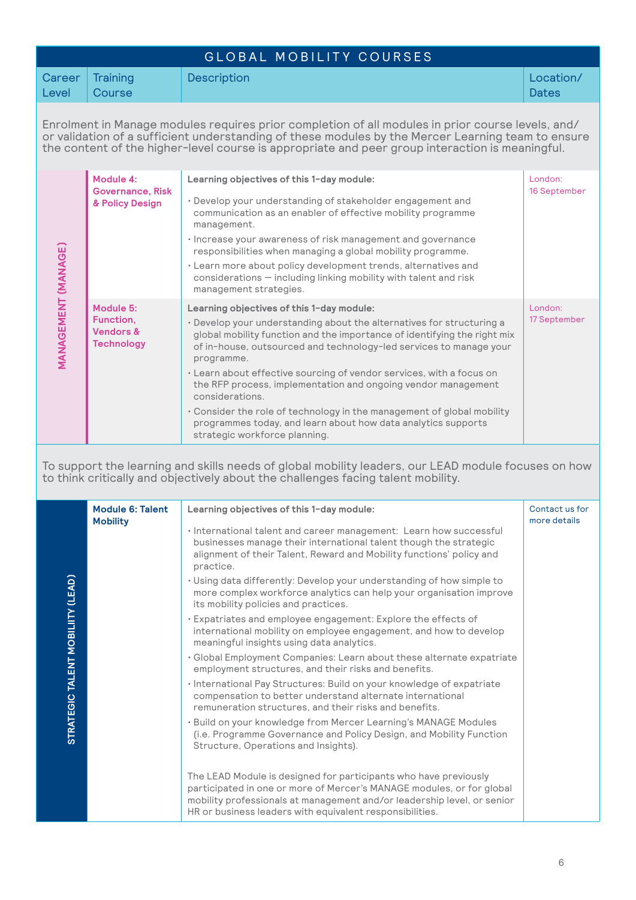## GLOBAL MOBILITY COURSES

| Career Level | Training Course | Description | Location/ Dates |
|---|---|---|---|
| Enrolment in Manage modules requires prior completion of all modules in prior course levels, and/ or validation of a sufficient understanding of these modules by the Mercer Learning team to ensure the content of the higher-level course is appropriate and peer group interaction is meaningful. | | | |
| MANAGEMENT (MANAGE) | **Module 4: Governance, Risk & Policy Design** | **Learning objectives of this 1-day module:**<br>• Develop your understanding of stakeholder engagement and communication as an enabler of effective mobility programme management.<br>• Increase your awareness of risk management and governance responsibilities when managing a global mobility programme.<br>• Learn more about policy development trends, alternatives and considerations — including linking mobility with talent and risk management strategies. | London: 16 September |
| | **Module 5: Function, Vendors & Technology** | **Learning objectives of this 1-day module:**<br>• Develop your understanding about the alternatives for structuring a global mobility function and the importance of identifying the right mix of in-house, outsourced and technology-led services to manage your programme.<br>• Learn about effective sourcing of vendor services, with a focus on the RFP process, implementation and ongoing vendor management considerations.<br>• Consider the role of technology in the management of global mobility programmes today, and learn about how data analytics supports strategic workforce planning. | London: 17 September |
| To support the learning and skills needs of global mobility leaders, our LEAD module focuses on how to think critically and objectively about the challenges facing talent mobility. | | | |
| STRATEGIC TALENT MOBILITY (LEAD) | **Module 6: Talent Mobility** | **Learning objectives of this 1-day module:**<br>• International talent and career management: Learn how successful businesses manage their international talent though the strategic alignment of their Talent, Reward and Mobility functions' policy and practice.<br>• Using data differently: Develop your understanding of how simple to more complex workforce analytics can help your organisation improve its mobility policies and practices.<br>• Expatriates and employee engagement: Explore the effects of international mobility on employee engagement, and how to develop meaningful insights using data analytics.<br>• Global Employment Companies: Learn about these alternate expatriate employment structures, and their risks and benefits.<br>• International Pay Structures: Build on your knowledge of expatriate compensation to better understand alternate international remuneration structures, and their risks and benefits.<br>• Build on your knowledge from Mercer Learning's MANAGE Modules (i.e. Programme Governance and Policy Design, and Mobility Function Structure, Operations and Insights).<br><br>The LEAD Module is designed for participants who have previously participated in one or more of Mercer's MANAGE modules, or for global mobility professionals at management and/or leadership level, or senior HR or business leaders with equivalent responsibilities. | Contact us for more details |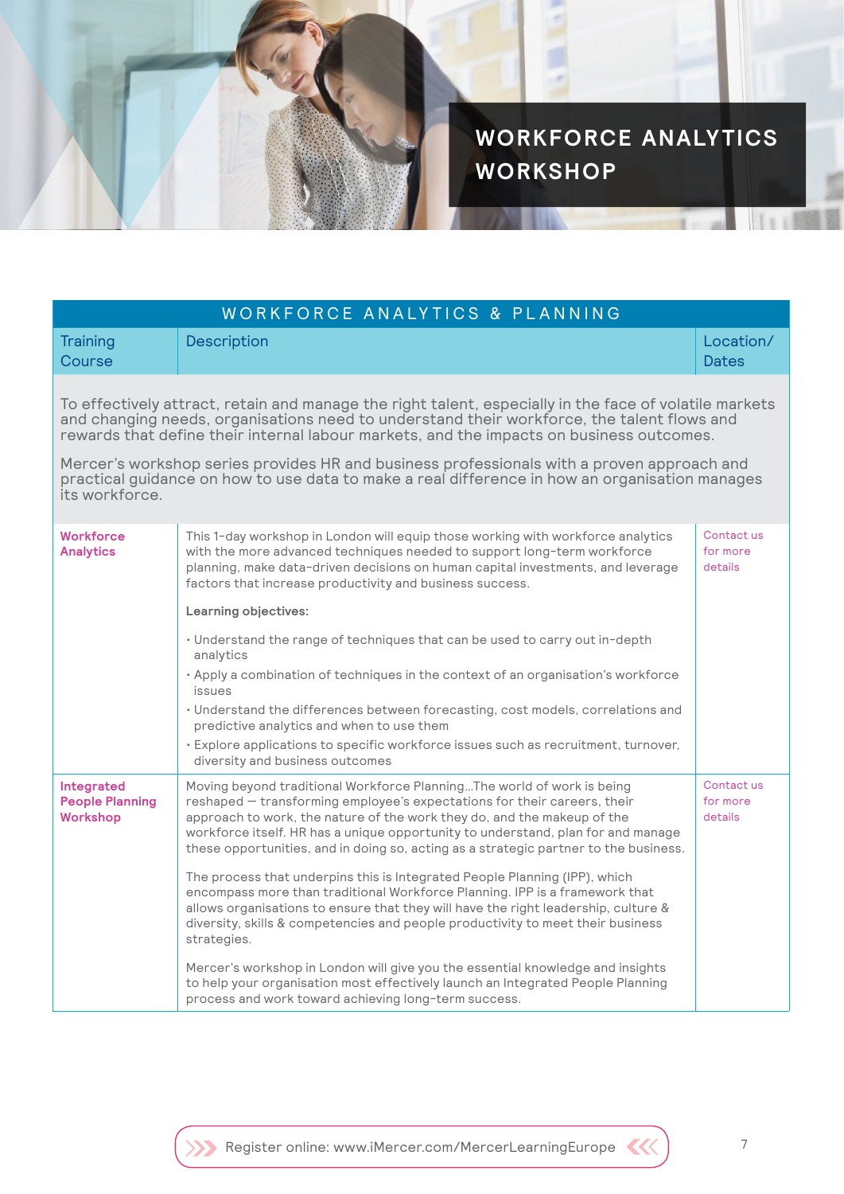# WORKFORCE ANALYTICS WORKSHOP

## WORKFORCE ANALYTICS & PLANNING

| Training Course | Description | Location/ Dates |
|---|---|---|
| | To effectively attract, retain and manage the right talent, especially in the face of volatile markets and changing needs, organisations need to understand their workforce, the talent flows and rewards that define their internal labour markets, and the impacts on business outcomes.<br><br>Mercer's workshop series provides HR and business professionals with a proven approach and practical guidance on how to use data to make a real difference in how an organisation manages its workforce. | |
| **Workforce Analytics** | This 1-day workshop in London will equip those working with workforce analytics with the more advanced techniques needed to support long-term workforce planning, make data-driven decisions on human capital investments, and leverage factors that increase productivity and business success.<br><br>**Learning objectives:**<br><br>· Understand the range of techniques that can be used to carry out in-depth analytics<br>· Apply a combination of techniques in the context of an organisation's workforce issues<br>· Understand the differences between forecasting, cost models, correlations and predictive analytics and when to use them<br>· Explore applications to specific workforce issues such as recruitment, turnover, diversity and business outcomes | Contact us for more details |
| **Integrated People Planning Workshop** | Moving beyond traditional Workforce Planning…The world of work is being reshaped — transforming employee's expectations for their careers, their approach to work, the nature of the work they do, and the makeup of the workforce itself. HR has a unique opportunity to understand, plan for and manage these opportunities, and in doing so, acting as a strategic partner to the business.<br><br>The process that underpins this is Integrated People Planning (IPP), which encompass more than traditional Workforce Planning. IPP is a framework that allows organisations to ensure that they will have the right leadership, culture & diversity, skills & competencies and people productivity to meet their business strategies.<br><br>Mercer's workshop in London will give you the essential knowledge and insights to help your organisation most effectively launch an Integrated People Planning process and work toward achieving long-term success. | Contact us for more details |

Register online: www.iMercer.com/MercerLearningEurope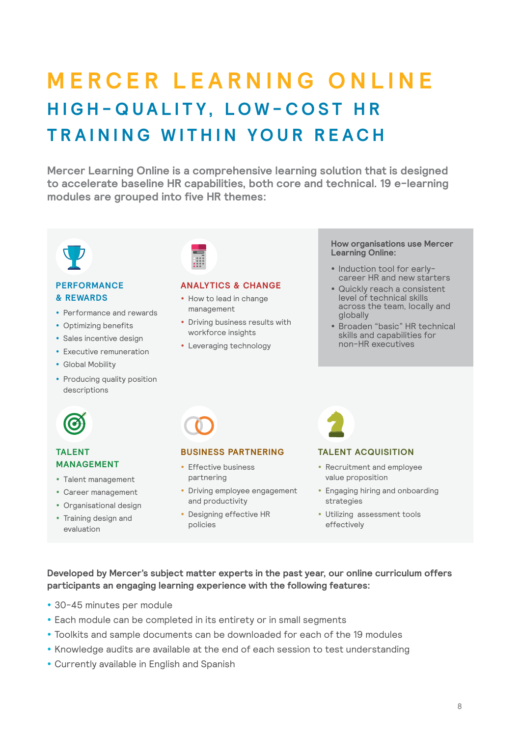# MERCER LEARNING ONLINE

## HIGH-QUALITY, LOW-COST HR TRAINING WITHIN YOUR REACH

**Mercer Learning Online is a comprehensive learning solution that is designed to accelerate baseline HR capabilities, both core and technical. 19 e-learning modules are grouped into five HR themes:**

### PERFORMANCE & REWARDS

- Performance and rewards
- Optimizing benefits
- Sales incentive design
- Executive remuneration
- Global Mobility
- Producing quality position descriptions

### ANALYTICS & CHANGE

- How to lead in change management
- Driving business results with workforce insights
- Leveraging technology

**How organisations use Mercer Learning Online:**

- Induction tool for early-career HR and new starters
- Quickly reach a consistent level of technical skills across the team, locally and globally
- Broaden "basic" HR technical skills and capabilities for non-HR executives

### TALENT MANAGEMENT

- Talent management
- Career management
- Organisational design
- Training design and evaluation

### BUSINESS PARTNERING

- Effective business partnering
- Driving employee engagement and productivity
- Designing effective HR policies

### TALENT ACQUISITION

- Recruitment and employee value proposition
- Engaging hiring and onboarding strategies
- Utilizing assessment tools effectively

**Developed by Mercer's subject matter experts in the past year, our online curriculum offers participants an engaging learning experience with the following features:**

- 30-45 minutes per module
- Each module can be completed in its entirety or in small segments
- Toolkits and sample documents can be downloaded for each of the 19 modules
- Knowledge audits are available at the end of each session to test understanding
- Currently available in English and Spanish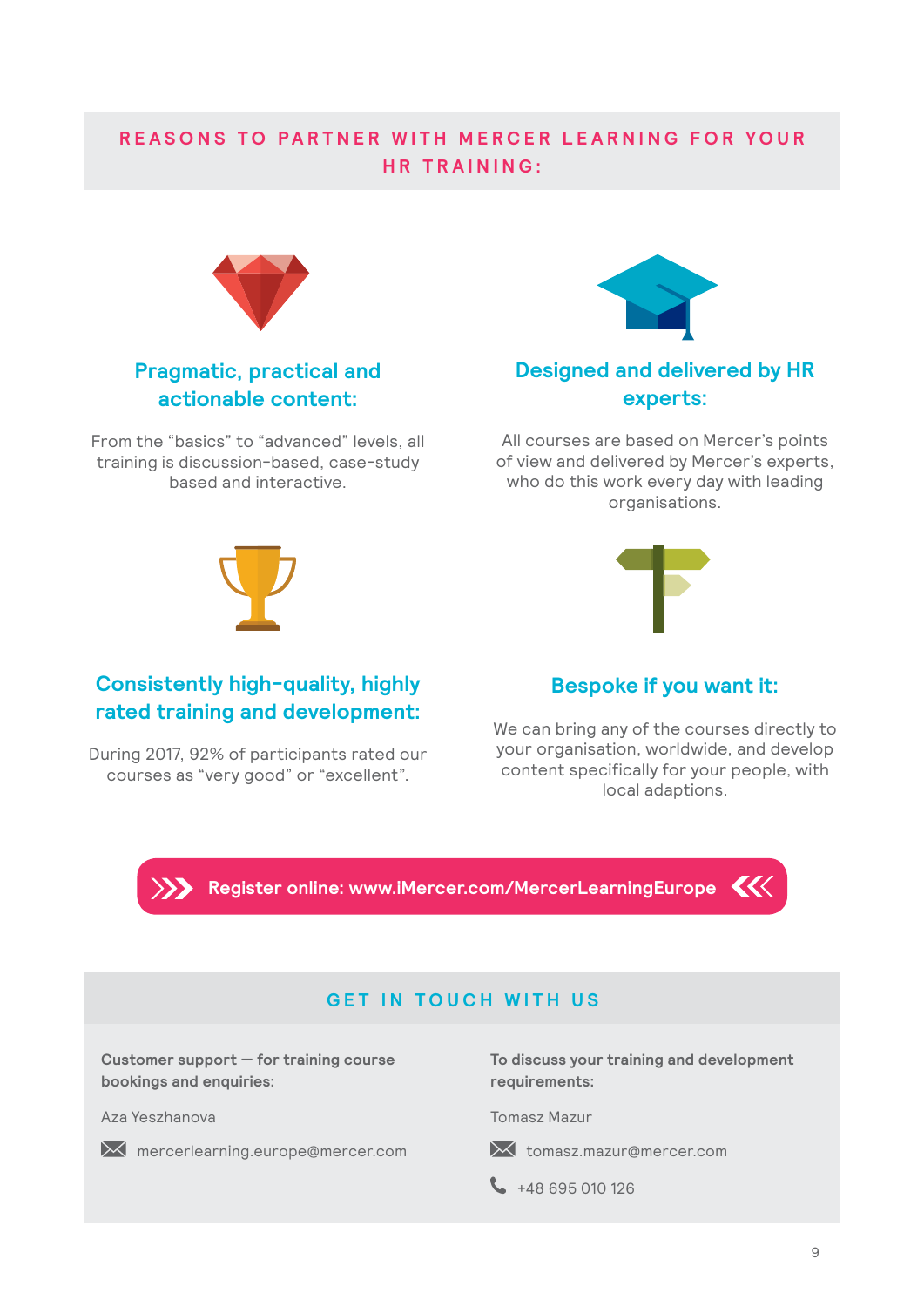## REASONS TO PARTNER WITH MERCER LEARNING FOR YOUR HR TRAINING:

### Pragmatic, practical and actionable content:

From the “basics” to “advanced” levels, all training is discussion-based, case-study based and interactive.

### Designed and delivered by HR experts:

All courses are based on Mercer’s points of view and delivered by Mercer’s experts, who do this work every day with leading organisations.

### Consistently high-quality, highly rated training and development:

During 2017, 92% of participants rated our courses as “very good” or “excellent”.

### Bespoke if you want it:

We can bring any of the courses directly to your organisation, worldwide, and develop content specifically for your people, with local adaptions.

**Register online: www.iMercer.com/MercerLearningEurope**

## GET IN TOUCH WITH US

**Customer support — for training course bookings and enquiries:**

Aza Yeszhanova

mercerlearning.europe@mercer.com

**To discuss your training and development requirements:**

Tomasz Mazur

tomasz.mazur@mercer.com

+48 695 010 126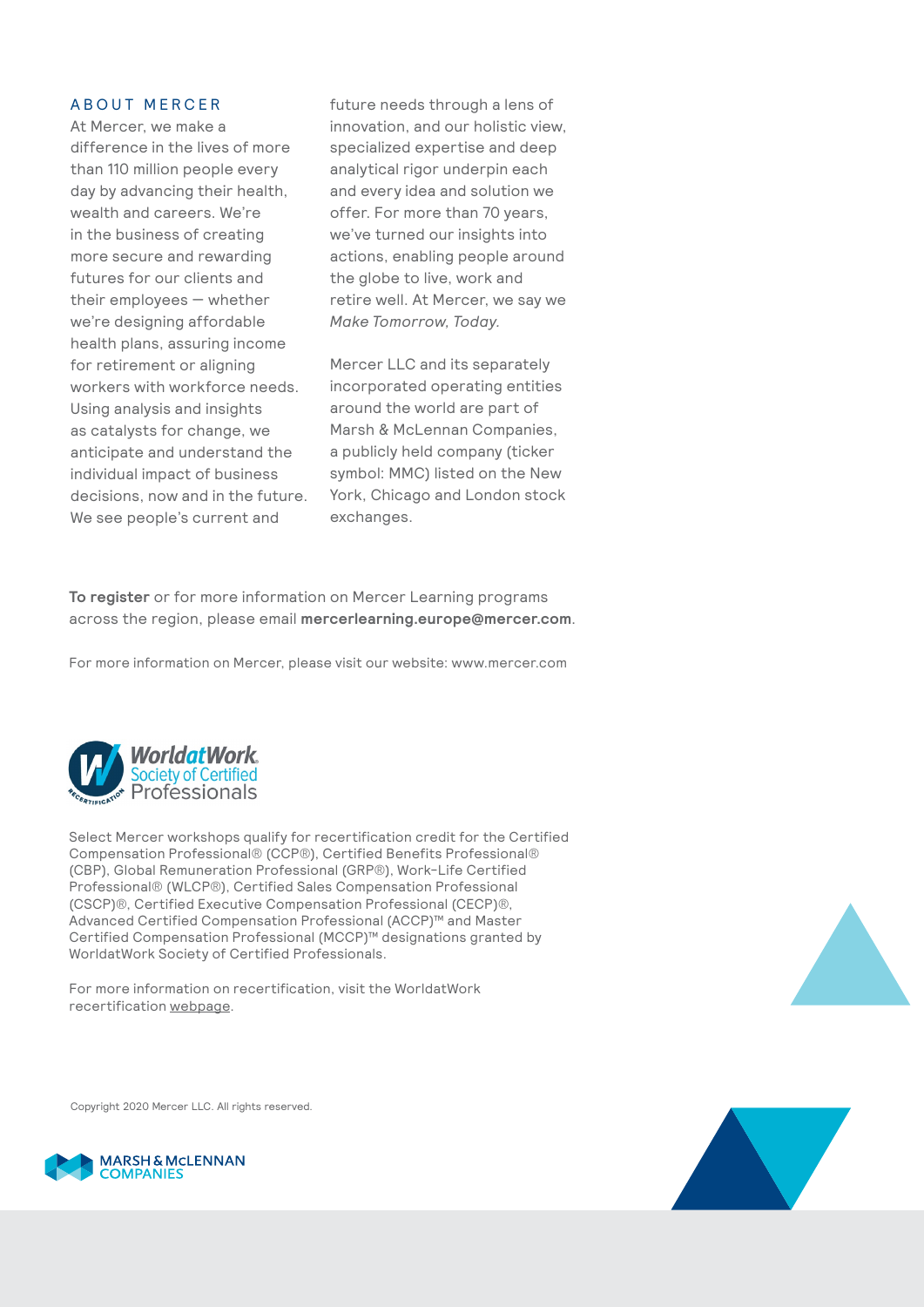## ABOUT MERCER

At Mercer, we make a difference in the lives of more than 110 million people every day by advancing their health, wealth and careers. We're in the business of creating more secure and rewarding futures for our clients and their employees — whether we're designing affordable health plans, assuring income for retirement or aligning workers with workforce needs. Using analysis and insights as catalysts for change, we anticipate and understand the individual impact of business decisions, now and in the future. We see people's current and future needs through a lens of innovation, and our holistic view, specialized expertise and deep analytical rigor underpin each and every idea and solution we offer. For more than 70 years, we've turned our insights into actions, enabling people around the globe to live, work and retire well. At Mercer, we say we *Make Tomorrow, Today.*

Mercer LLC and its separately incorporated operating entities around the world are part of Marsh & McLennan Companies, a publicly held company (ticker symbol: MMC) listed on the New York, Chicago and London stock exchanges.

**To register** or for more information on Mercer Learning programs across the region, please email **mercerlearning.europe@mercer.com**.

For more information on Mercer, please visit our website: www.mercer.com

WorldatWork Society of Certified Professionals

Select Mercer workshops qualify for recertification credit for the Certified Compensation Professional® (CCP®), Certified Benefits Professional® (CBP), Global Remuneration Professional (GRP®), Work-Life Certified Professional® (WLCP®), Certified Sales Compensation Professional (CSCP)®, Certified Executive Compensation Professional (CECP)®, Advanced Certified Compensation Professional (ACCP)™ and Master Certified Compensation Professional (MCCP)™ designations granted by WorldatWork Society of Certified Professionals.

For more information on recertification, visit the WorldatWork recertification webpage.

Copyright 2020 Mercer LLC. All rights reserved.

MARSH & McLENNAN COMPANIES